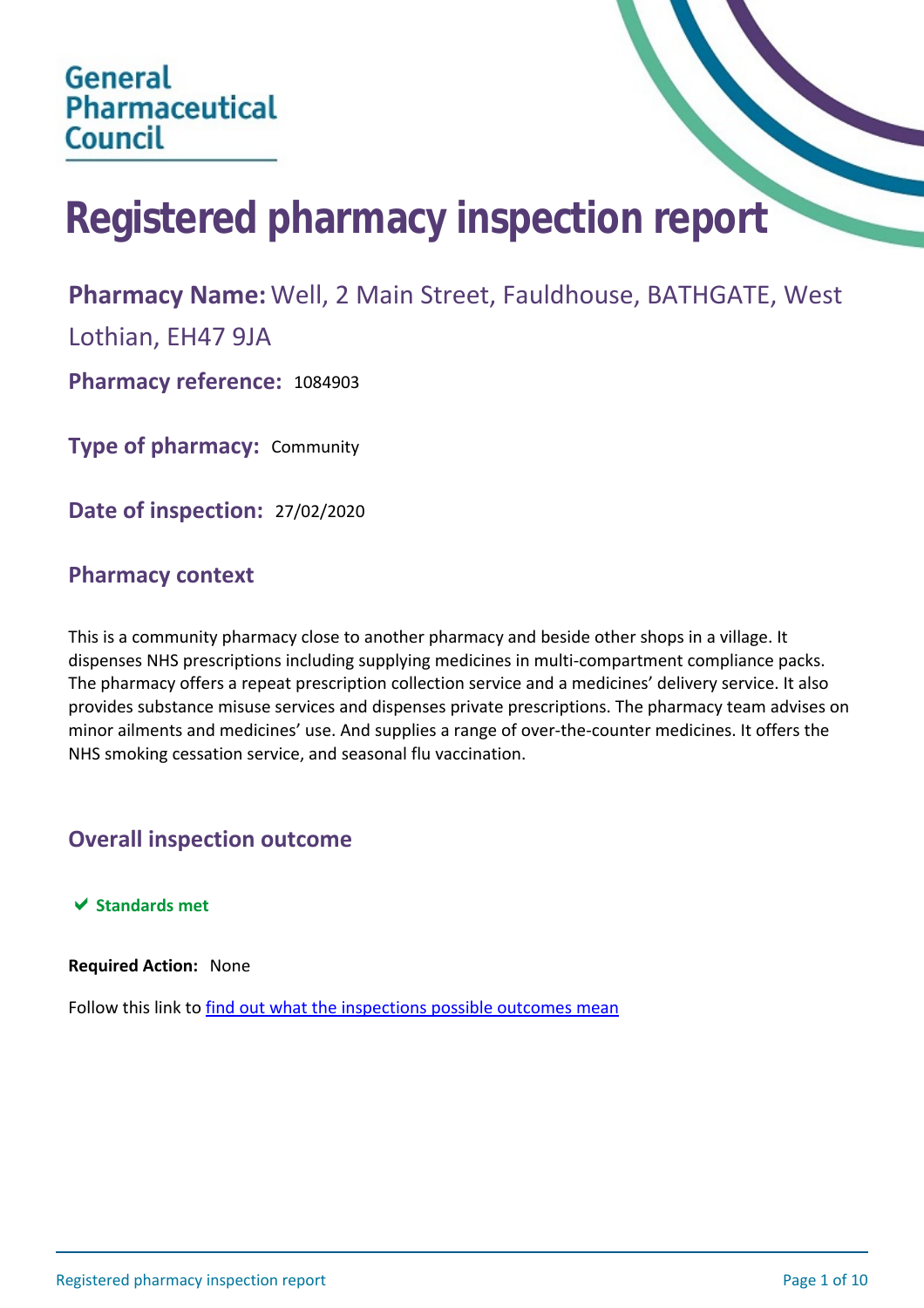General Pharmaceutical Council

# Registered pharmacy inspection report

**Pharmacy Name:** Well, 2 Main Street, Fauldhouse, BATHGATE, West Lothian, EH47 9JA

**Pharmacy reference:** 1084903

**Type of pharmacy:** Community

**Date of inspection:** 27/02/2020

## Pharmacy context

This is a community pharmacy close to another pharmacy and beside other shops in a village. It dispenses NHS prescriptions including supplying medicines in multi-compartment compliance packs. The pharmacy offers a repeat prescription collection service and a medicines' delivery service. It also provides substance misuse services and dispenses private prescriptions. The pharmacy team advises on minor ailments and medicines' use. And supplies a range of over-the-counter medicines. It offers the NHS smoking cessation service, and seasonal flu vaccination.

## Overall inspection outcome

✔ **Standards met**

**Required Action:** None

Follow this link to find out what the inspections possible outcomes mean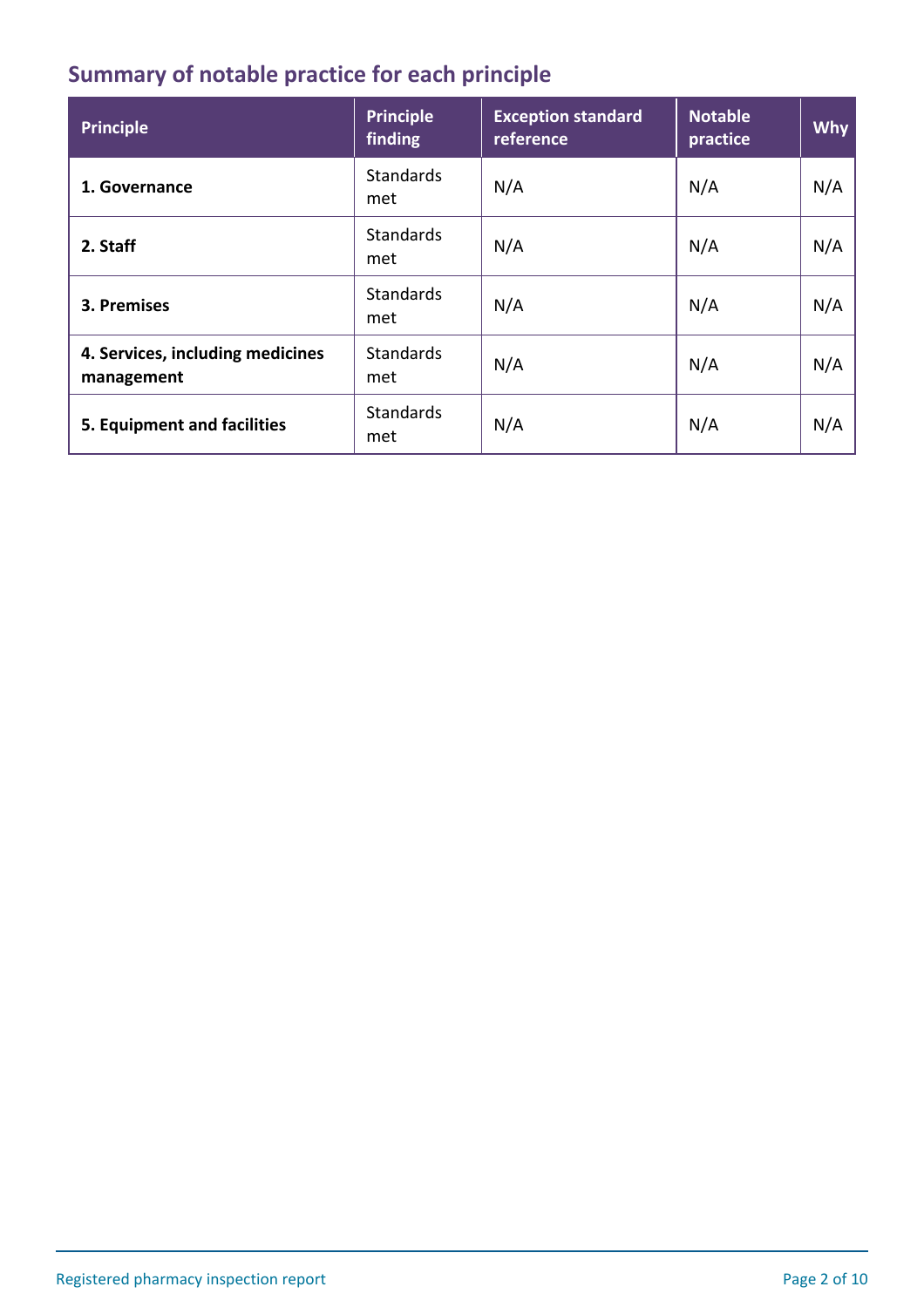## Summary of notable practice for each principle

| Principle | Principle finding | Exception standard reference | Notable practice | Why |
|---|---|---|---|---|
| **1. Governance** | Standards met | N/A | N/A | N/A |
| **2. Staff** | Standards met | N/A | N/A | N/A |
| **3. Premises** | Standards met | N/A | N/A | N/A |
| **4. Services, including medicines management** | Standards met | N/A | N/A | N/A |
| **5. Equipment and facilities** | Standards met | N/A | N/A | N/A |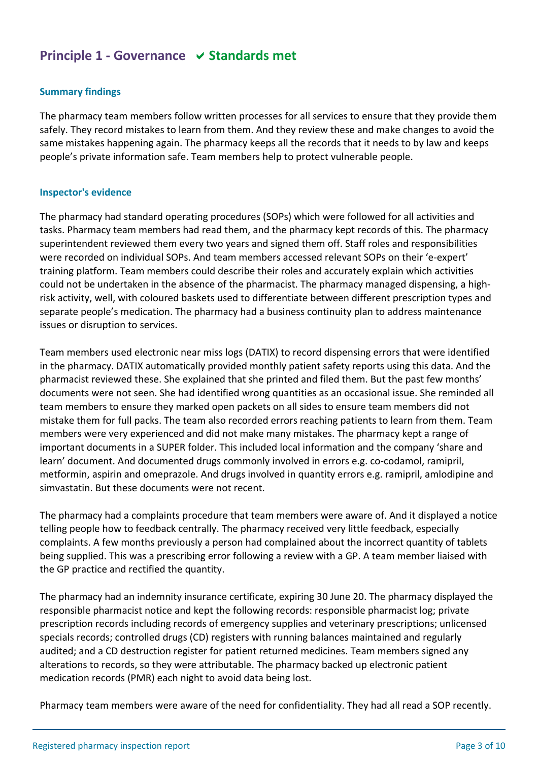## Principle 1 - Governance ✔ Standards met

### Summary findings

The pharmacy team members follow written processes for all services to ensure that they provide them safely. They record mistakes to learn from them. And they review these and make changes to avoid the same mistakes happening again. The pharmacy keeps all the records that it needs to by law and keeps people's private information safe. Team members help to protect vulnerable people.

### Inspector's evidence

The pharmacy had standard operating procedures (SOPs) which were followed for all activities and tasks. Pharmacy team members had read them, and the pharmacy kept records of this. The pharmacy superintendent reviewed them every two years and signed them off. Staff roles and responsibilities were recorded on individual SOPs. And team members accessed relevant SOPs on their 'e-expert' training platform. Team members could describe their roles and accurately explain which activities could not be undertaken in the absence of the pharmacist. The pharmacy managed dispensing, a high-risk activity, well, with coloured baskets used to differentiate between different prescription types and separate people's medication. The pharmacy had a business continuity plan to address maintenance issues or disruption to services.

Team members used electronic near miss logs (DATIX) to record dispensing errors that were identified in the pharmacy. DATIX automatically provided monthly patient safety reports using this data. And the pharmacist reviewed these. She explained that she printed and filed them. But the past few months' documents were not seen. She had identified wrong quantities as an occasional issue. She reminded all team members to ensure they marked open packets on all sides to ensure team members did not mistake them for full packs. The team also recorded errors reaching patients to learn from them. Team members were very experienced and did not make many mistakes. The pharmacy kept a range of important documents in a SUPER folder. This included local information and the company 'share and learn' document. And documented drugs commonly involved in errors e.g. co-codamol, ramipril, metformin, aspirin and omeprazole. And drugs involved in quantity errors e.g. ramipril, amlodipine and simvastatin. But these documents were not recent.

The pharmacy had a complaints procedure that team members were aware of. And it displayed a notice telling people how to feedback centrally. The pharmacy received very little feedback, especially complaints. A few months previously a person had complained about the incorrect quantity of tablets being supplied. This was a prescribing error following a review with a GP. A team member liaised with the GP practice and rectified the quantity.

The pharmacy had an indemnity insurance certificate, expiring 30 June 20. The pharmacy displayed the responsible pharmacist notice and kept the following records: responsible pharmacist log; private prescription records including records of emergency supplies and veterinary prescriptions; unlicensed specials records; controlled drugs (CD) registers with running balances maintained and regularly audited; and a CD destruction register for patient returned medicines. Team members signed any alterations to records, so they were attributable. The pharmacy backed up electronic patient medication records (PMR) each night to avoid data being lost.

Pharmacy team members were aware of the need for confidentiality. They had all read a SOP recently.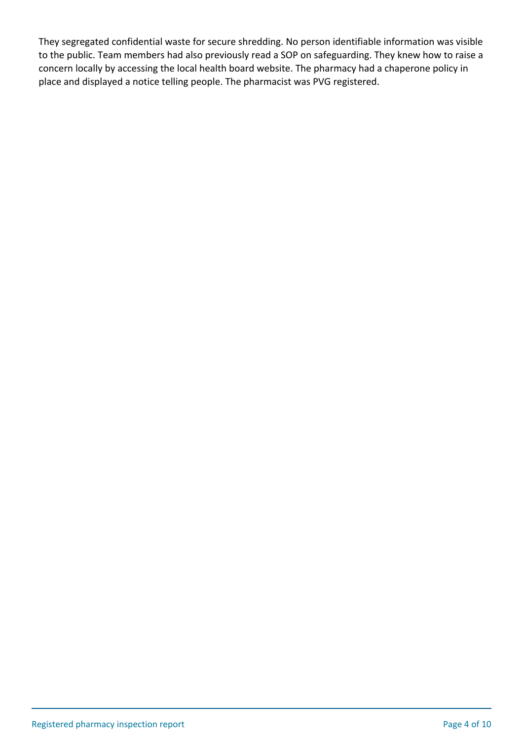They segregated confidential waste for secure shredding. No person identifiable information was visible to the public. Team members had also previously read a SOP on safeguarding. They knew how to raise a concern locally by accessing the local health board website. The pharmacy had a chaperone policy in place and displayed a notice telling people. The pharmacist was PVG registered.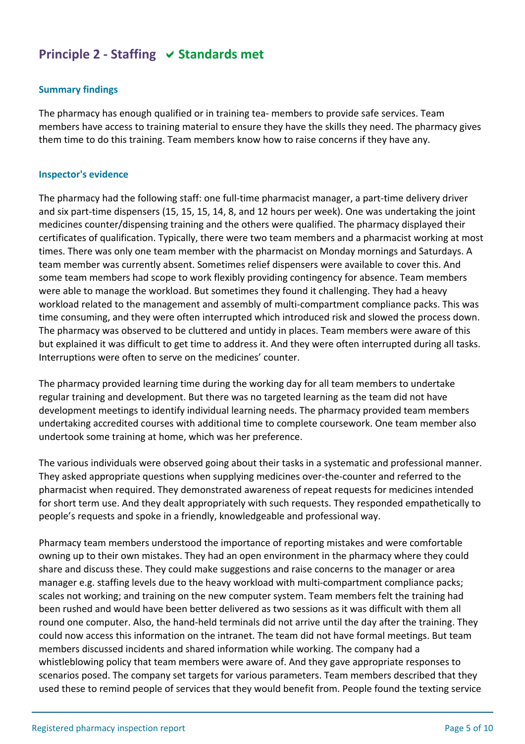## Principle 2 - Staffing ✔ Standards met

### Summary findings

The pharmacy has enough qualified or in training tea- members to provide safe services. Team members have access to training material to ensure they have the skills they need. The pharmacy gives them time to do this training. Team members know how to raise concerns if they have any.

### Inspector's evidence

The pharmacy had the following staff: one full-time pharmacist manager, a part-time delivery driver and six part-time dispensers (15, 15, 15, 14, 8, and 12 hours per week). One was undertaking the joint medicines counter/dispensing training and the others were qualified. The pharmacy displayed their certificates of qualification. Typically, there were two team members and a pharmacist working at most times. There was only one team member with the pharmacist on Monday mornings and Saturdays. A team member was currently absent. Sometimes relief dispensers were available to cover this. And some team members had scope to work flexibly providing contingency for absence. Team members were able to manage the workload. But sometimes they found it challenging. They had a heavy workload related to the management and assembly of multi-compartment compliance packs. This was time consuming, and they were often interrupted which introduced risk and slowed the process down. The pharmacy was observed to be cluttered and untidy in places. Team members were aware of this but explained it was difficult to get time to address it. And they were often interrupted during all tasks. Interruptions were often to serve on the medicines' counter.

The pharmacy provided learning time during the working day for all team members to undertake regular training and development. But there was no targeted learning as the team did not have development meetings to identify individual learning needs. The pharmacy provided team members undertaking accredited courses with additional time to complete coursework. One team member also undertook some training at home, which was her preference.

The various individuals were observed going about their tasks in a systematic and professional manner. They asked appropriate questions when supplying medicines over-the-counter and referred to the pharmacist when required. They demonstrated awareness of repeat requests for medicines intended for short term use. And they dealt appropriately with such requests. They responded empathetically to people's requests and spoke in a friendly, knowledgeable and professional way.

Pharmacy team members understood the importance of reporting mistakes and were comfortable owning up to their own mistakes. They had an open environment in the pharmacy where they could share and discuss these. They could make suggestions and raise concerns to the manager or area manager e.g. staffing levels due to the heavy workload with multi-compartment compliance packs; scales not working; and training on the new computer system. Team members felt the training had been rushed and would have been better delivered as two sessions as it was difficult with them all round one computer. Also, the hand-held terminals did not arrive until the day after the training. They could now access this information on the intranet. The team did not have formal meetings. But team members discussed incidents and shared information while working. The company had a whistleblowing policy that team members were aware of. And they gave appropriate responses to scenarios posed. The company set targets for various parameters. Team members described that they used these to remind people of services that they would benefit from. People found the texting service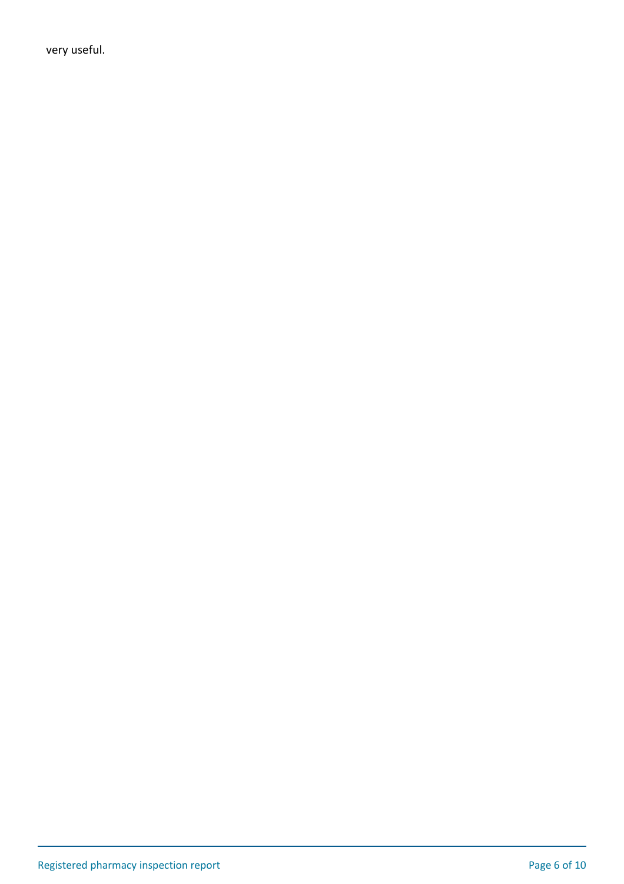very useful.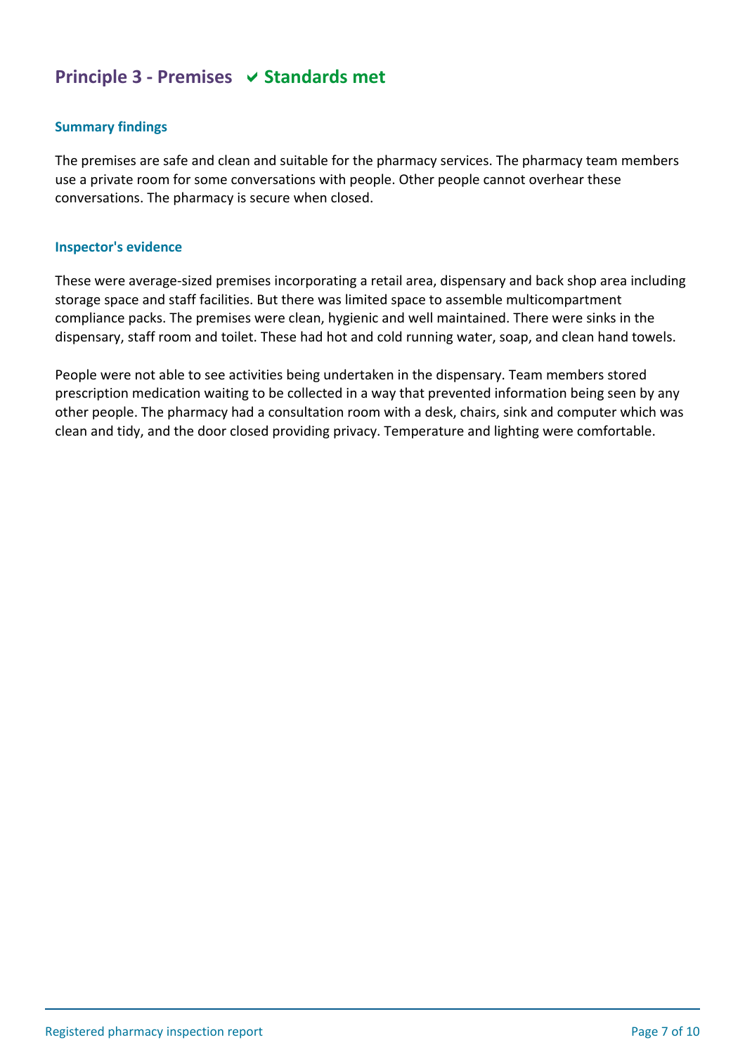## Principle 3 - Premises ✔ Standards met

### Summary findings

The premises are safe and clean and suitable for the pharmacy services. The pharmacy team members use a private room for some conversations with people. Other people cannot overhear these conversations. The pharmacy is secure when closed.

### Inspector's evidence

These were average-sized premises incorporating a retail area, dispensary and back shop area including storage space and staff facilities. But there was limited space to assemble multicompartment compliance packs. The premises were clean, hygienic and well maintained. There were sinks in the dispensary, staff room and toilet. These had hot and cold running water, soap, and clean hand towels.

People were not able to see activities being undertaken in the dispensary. Team members stored prescription medication waiting to be collected in a way that prevented information being seen by any other people. The pharmacy had a consultation room with a desk, chairs, sink and computer which was clean and tidy, and the door closed providing privacy. Temperature and lighting were comfortable.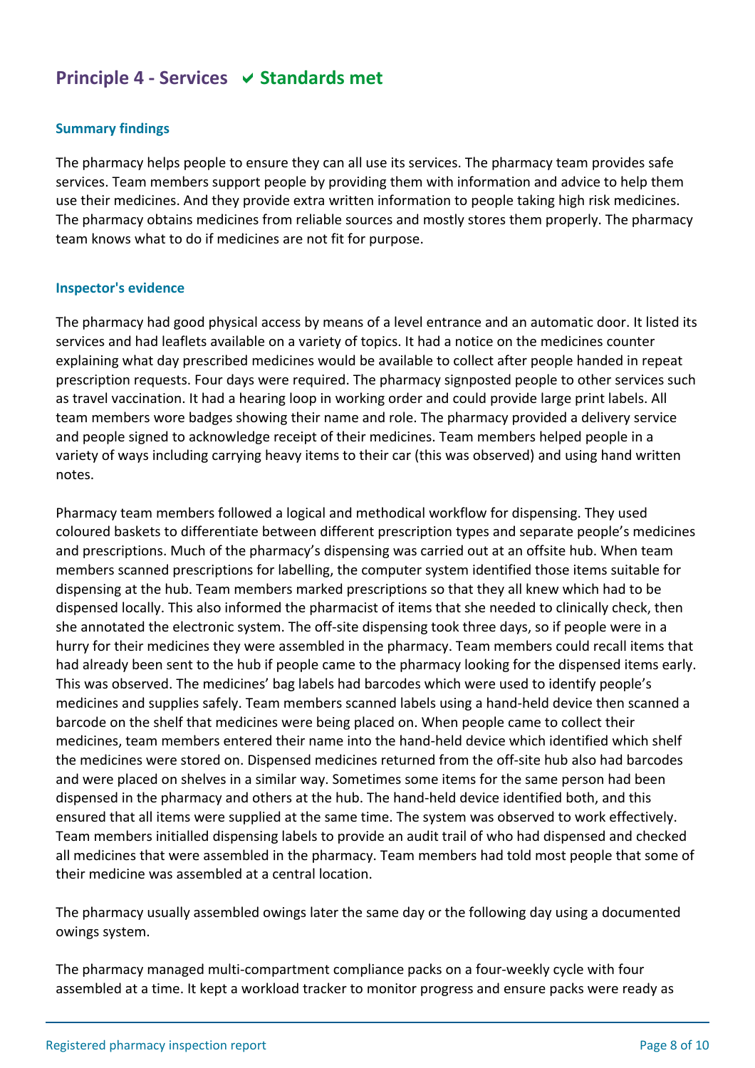## Principle 4 - Services ✔ Standards met

### Summary findings

The pharmacy helps people to ensure they can all use its services. The pharmacy team provides safe services. Team members support people by providing them with information and advice to help them use their medicines. And they provide extra written information to people taking high risk medicines. The pharmacy obtains medicines from reliable sources and mostly stores them properly. The pharmacy team knows what to do if medicines are not fit for purpose.

### Inspector's evidence

The pharmacy had good physical access by means of a level entrance and an automatic door. It listed its services and had leaflets available on a variety of topics. It had a notice on the medicines counter explaining what day prescribed medicines would be available to collect after people handed in repeat prescription requests. Four days were required. The pharmacy signposted people to other services such as travel vaccination. It had a hearing loop in working order and could provide large print labels. All team members wore badges showing their name and role. The pharmacy provided a delivery service and people signed to acknowledge receipt of their medicines. Team members helped people in a variety of ways including carrying heavy items to their car (this was observed) and using hand written notes.

Pharmacy team members followed a logical and methodical workflow for dispensing. They used coloured baskets to differentiate between different prescription types and separate people's medicines and prescriptions. Much of the pharmacy's dispensing was carried out at an offsite hub. When team members scanned prescriptions for labelling, the computer system identified those items suitable for dispensing at the hub. Team members marked prescriptions so that they all knew which had to be dispensed locally. This also informed the pharmacist of items that she needed to clinically check, then she annotated the electronic system. The off-site dispensing took three days, so if people were in a hurry for their medicines they were assembled in the pharmacy. Team members could recall items that had already been sent to the hub if people came to the pharmacy looking for the dispensed items early. This was observed. The medicines' bag labels had barcodes which were used to identify people's medicines and supplies safely. Team members scanned labels using a hand-held device then scanned a barcode on the shelf that medicines were being placed on. When people came to collect their medicines, team members entered their name into the hand-held device which identified which shelf the medicines were stored on. Dispensed medicines returned from the off-site hub also had barcodes and were placed on shelves in a similar way. Sometimes some items for the same person had been dispensed in the pharmacy and others at the hub. The hand-held device identified both, and this ensured that all items were supplied at the same time. The system was observed to work effectively. Team members initialled dispensing labels to provide an audit trail of who had dispensed and checked all medicines that were assembled in the pharmacy. Team members had told most people that some of their medicine was assembled at a central location.

The pharmacy usually assembled owings later the same day or the following day using a documented owings system.

The pharmacy managed multi-compartment compliance packs on a four-weekly cycle with four assembled at a time. It kept a workload tracker to monitor progress and ensure packs were ready as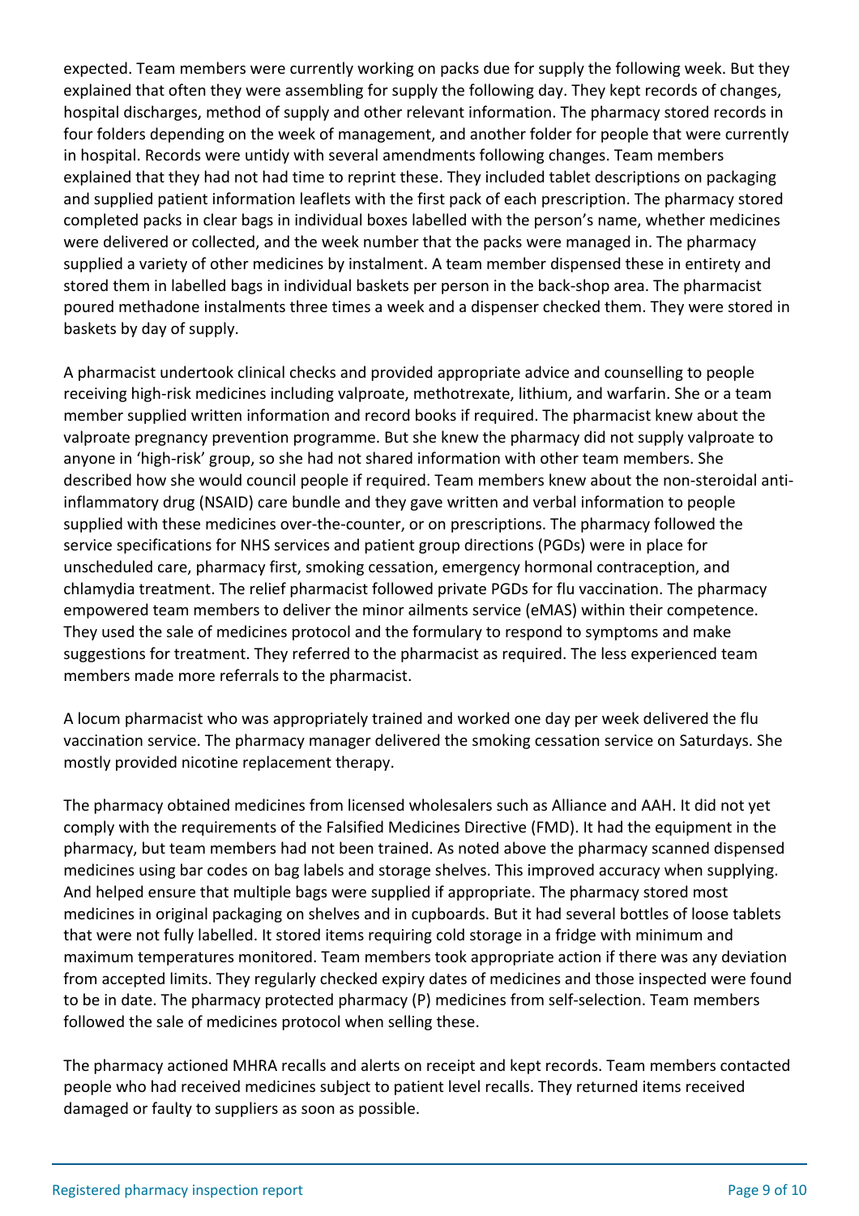expected. Team members were currently working on packs due for supply the following week. But they explained that often they were assembling for supply the following day. They kept records of changes, hospital discharges, method of supply and other relevant information. The pharmacy stored records in four folders depending on the week of management, and another folder for people that were currently in hospital. Records were untidy with several amendments following changes. Team members explained that they had not had time to reprint these. They included tablet descriptions on packaging and supplied patient information leaflets with the first pack of each prescription. The pharmacy stored completed packs in clear bags in individual boxes labelled with the person's name, whether medicines were delivered or collected, and the week number that the packs were managed in. The pharmacy supplied a variety of other medicines by instalment. A team member dispensed these in entirety and stored them in labelled bags in individual baskets per person in the back-shop area. The pharmacist poured methadone instalments three times a week and a dispenser checked them. They were stored in baskets by day of supply.

A pharmacist undertook clinical checks and provided appropriate advice and counselling to people receiving high-risk medicines including valproate, methotrexate, lithium, and warfarin. She or a team member supplied written information and record books if required. The pharmacist knew about the valproate pregnancy prevention programme. But she knew the pharmacy did not supply valproate to anyone in 'high-risk' group, so she had not shared information with other team members. She described how she would council people if required. Team members knew about the non-steroidal anti-inflammatory drug (NSAID) care bundle and they gave written and verbal information to people supplied with these medicines over-the-counter, or on prescriptions. The pharmacy followed the service specifications for NHS services and patient group directions (PGDs) were in place for unscheduled care, pharmacy first, smoking cessation, emergency hormonal contraception, and chlamydia treatment. The relief pharmacist followed private PGDs for flu vaccination. The pharmacy empowered team members to deliver the minor ailments service (eMAS) within their competence. They used the sale of medicines protocol and the formulary to respond to symptoms and make suggestions for treatment. They referred to the pharmacist as required. The less experienced team members made more referrals to the pharmacist.

A locum pharmacist who was appropriately trained and worked one day per week delivered the flu vaccination service. The pharmacy manager delivered the smoking cessation service on Saturdays. She mostly provided nicotine replacement therapy.

The pharmacy obtained medicines from licensed wholesalers such as Alliance and AAH. It did not yet comply with the requirements of the Falsified Medicines Directive (FMD). It had the equipment in the pharmacy, but team members had not been trained. As noted above the pharmacy scanned dispensed medicines using bar codes on bag labels and storage shelves. This improved accuracy when supplying. And helped ensure that multiple bags were supplied if appropriate. The pharmacy stored most medicines in original packaging on shelves and in cupboards. But it had several bottles of loose tablets that were not fully labelled. It stored items requiring cold storage in a fridge with minimum and maximum temperatures monitored. Team members took appropriate action if there was any deviation from accepted limits. They regularly checked expiry dates of medicines and those inspected were found to be in date. The pharmacy protected pharmacy (P) medicines from self-selection. Team members followed the sale of medicines protocol when selling these.

The pharmacy actioned MHRA recalls and alerts on receipt and kept records. Team members contacted people who had received medicines subject to patient level recalls. They returned items received damaged or faulty to suppliers as soon as possible.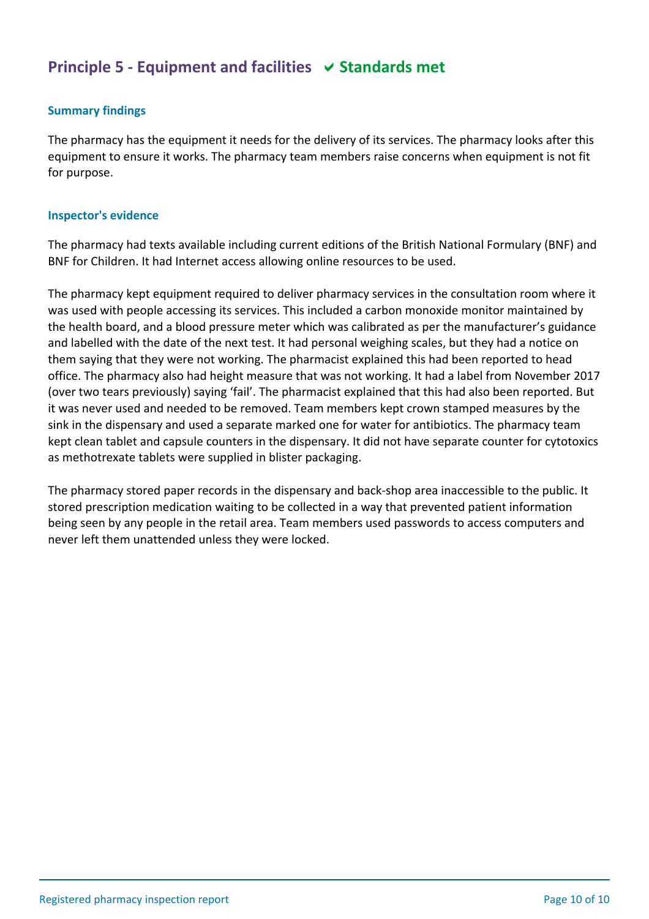## Principle 5 - Equipment and facilities ✔ Standards met

### Summary findings

The pharmacy has the equipment it needs for the delivery of its services. The pharmacy looks after this equipment to ensure it works. The pharmacy team members raise concerns when equipment is not fit for purpose.

### Inspector's evidence

The pharmacy had texts available including current editions of the British National Formulary (BNF) and BNF for Children. It had Internet access allowing online resources to be used.

The pharmacy kept equipment required to deliver pharmacy services in the consultation room where it was used with people accessing its services. This included a carbon monoxide monitor maintained by the health board, and a blood pressure meter which was calibrated as per the manufacturer's guidance and labelled with the date of the next test. It had personal weighing scales, but they had a notice on them saying that they were not working. The pharmacist explained this had been reported to head office. The pharmacy also had height measure that was not working. It had a label from November 2017 (over two tears previously) saying 'fail'. The pharmacist explained that this had also been reported. But it was never used and needed to be removed. Team members kept crown stamped measures by the sink in the dispensary and used a separate marked one for water for antibiotics. The pharmacy team kept clean tablet and capsule counters in the dispensary. It did not have separate counter for cytotoxics as methotrexate tablets were supplied in blister packaging.

The pharmacy stored paper records in the dispensary and back-shop area inaccessible to the public. It stored prescription medication waiting to be collected in a way that prevented patient information being seen by any people in the retail area. Team members used passwords to access computers and never left them unattended unless they were locked.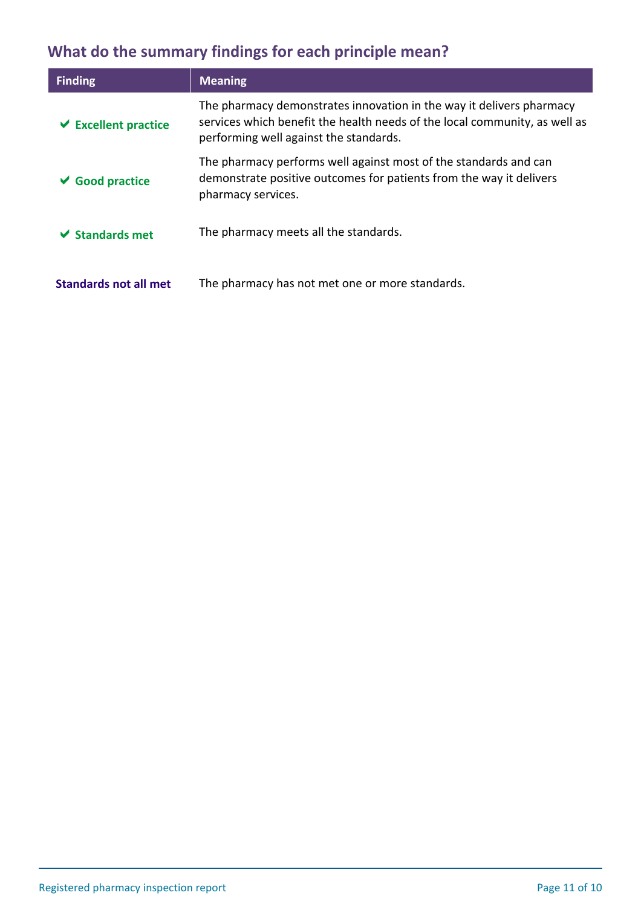## What do the summary findings for each principle mean?

| Finding | Meaning |
|---|---|
| ✔ Excellent practice | The pharmacy demonstrates innovation in the way it delivers pharmacy services which benefit the health needs of the local community, as well as performing well against the standards. |
| ✔ Good practice | The pharmacy performs well against most of the standards and can demonstrate positive outcomes for patients from the way it delivers pharmacy services. |
| ✔ Standards met | The pharmacy meets all the standards. |
| Standards not all met | The pharmacy has not met one or more standards. |